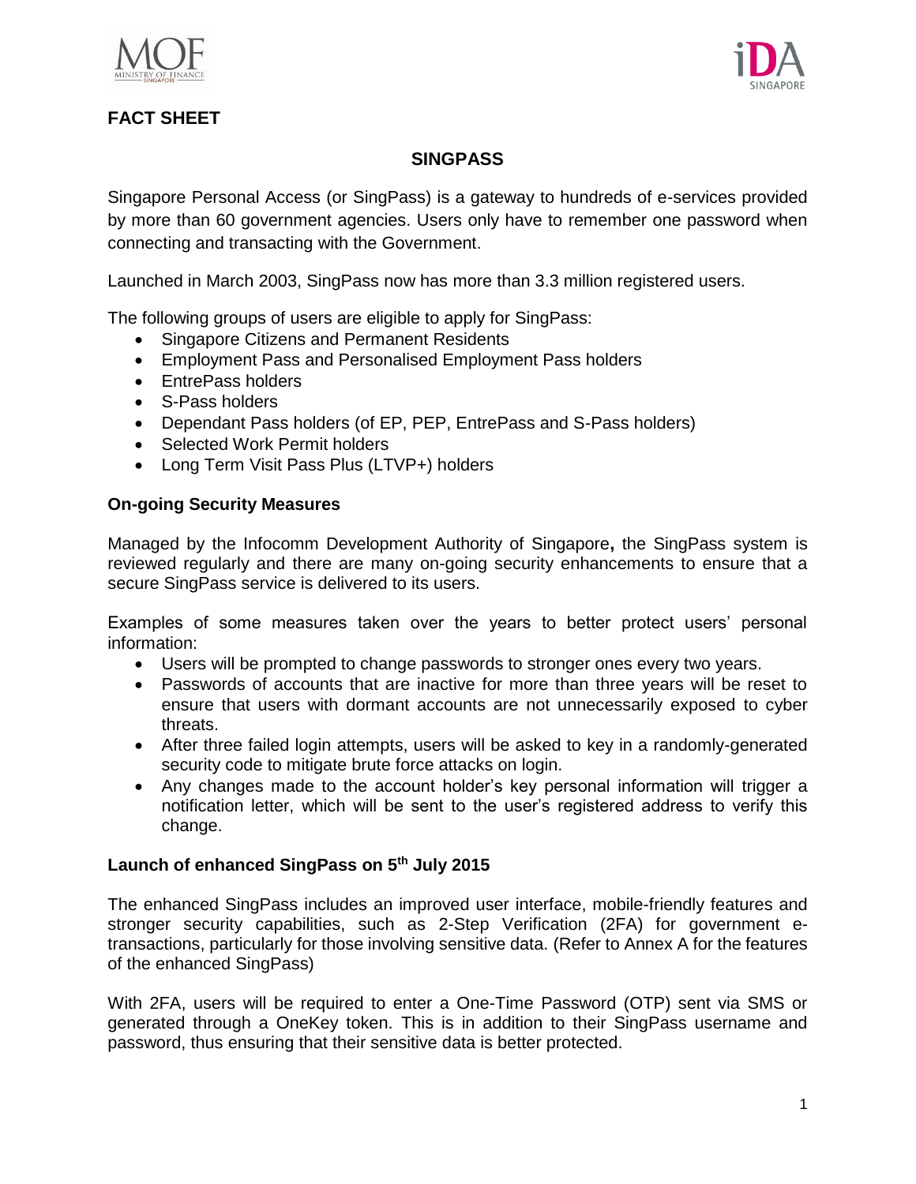**FACT SHEET**

# SINGPASS

Singapore Personal Access (or SingPass) is a gateway to hundreds of e-services provided by more than 60 government agencies. Users only have to remember one password when connecting and transacting with the Government.

Launched in March 2003, SingPass now has more than 3.3 million registered users.

The following groups of users are eligible to apply for SingPass:

- Singapore Citizens and Permanent Residents
- Employment Pass and Personalised Employment Pass holders
- EntrePass holders
- S-Pass holders
- Dependant Pass holders (of EP, PEP, EntrePass and S-Pass holders)
- Selected Work Permit holders
- Long Term Visit Pass Plus (LTVP+) holders

## On-going Security Measures

Managed by the Infocomm Development Authority of Singapore**,** the SingPass system is reviewed regularly and there are many on-going security enhancements to ensure that a secure SingPass service is delivered to its users.

Examples of some measures taken over the years to better protect users' personal information:

- Users will be prompted to change passwords to stronger ones every two years.
- Passwords of accounts that are inactive for more than three years will be reset to ensure that users with dormant accounts are not unnecessarily exposed to cyber threats.
- After three failed login attempts, users will be asked to key in a randomly-generated security code to mitigate brute force attacks on login.
- Any changes made to the account holder's key personal information will trigger a notification letter, which will be sent to the user's registered address to verify this change.

## Launch of enhanced SingPass on 5th July 2015

The enhanced SingPass includes an improved user interface, mobile-friendly features and stronger security capabilities, such as 2-Step Verification (2FA) for government e-transactions, particularly for those involving sensitive data. (Refer to Annex A for the features of the enhanced SingPass)

With 2FA, users will be required to enter a One-Time Password (OTP) sent via SMS or generated through a OneKey token. This is in addition to their SingPass username and password, thus ensuring that their sensitive data is better protected.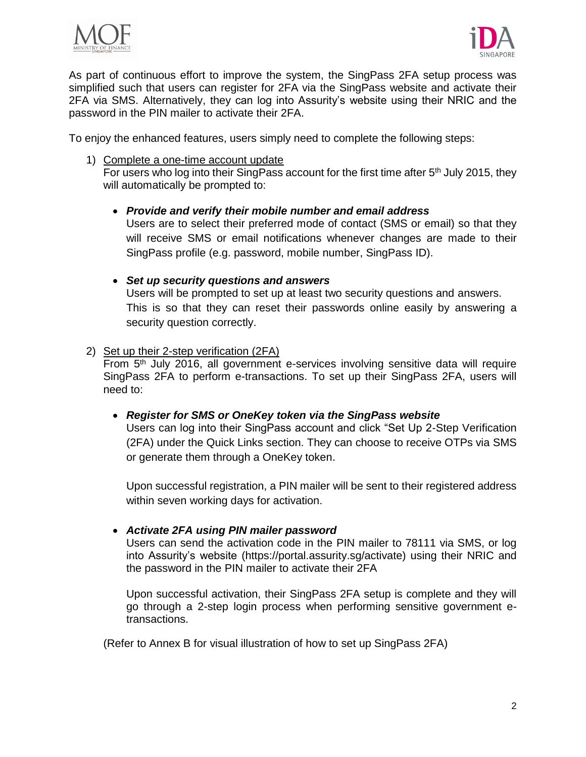As part of continuous effort to improve the system, the SingPass 2FA setup process was simplified such that users can register for 2FA via the SingPass website and activate their 2FA via SMS. Alternatively, they can log into Assurity's website using their NRIC and the password in the PIN mailer to activate their 2FA.

To enjoy the enhanced features, users simply need to complete the following steps:

1) Complete a one-time account update
   For users who log into their SingPass account for the first time after 5th July 2015, they will automatically be prompted to:

   - ***Provide and verify their mobile number and email address***
     Users are to select their preferred mode of contact (SMS or email) so that they will receive SMS or email notifications whenever changes are made to their SingPass profile (e.g. password, mobile number, SingPass ID).

   - ***Set up security questions and answers***
     Users will be prompted to set up at least two security questions and answers. This is so that they can reset their passwords online easily by answering a security question correctly.

2) Set up their 2-step verification (2FA)
   From 5th July 2016, all government e-services involving sensitive data will require SingPass 2FA to perform e-transactions. To set up their SingPass 2FA, users will need to:

   - ***Register for SMS or OneKey token via the SingPass website***
     Users can log into their SingPass account and click "Set Up 2-Step Verification (2FA) under the Quick Links section. They can choose to receive OTPs via SMS or generate them through a OneKey token.

     Upon successful registration, a PIN mailer will be sent to their registered address within seven working days for activation.

   - ***Activate 2FA using PIN mailer password***
     Users can send the activation code in the PIN mailer to 78111 via SMS, or log into Assurity's website (https://portal.assurity.sg/activate) using their NRIC and the password in the PIN mailer to activate their 2FA

     Upon successful activation, their SingPass 2FA setup is complete and they will go through a 2-step login process when performing sensitive government e-transactions.

   (Refer to Annex B for visual illustration of how to set up SingPass 2FA)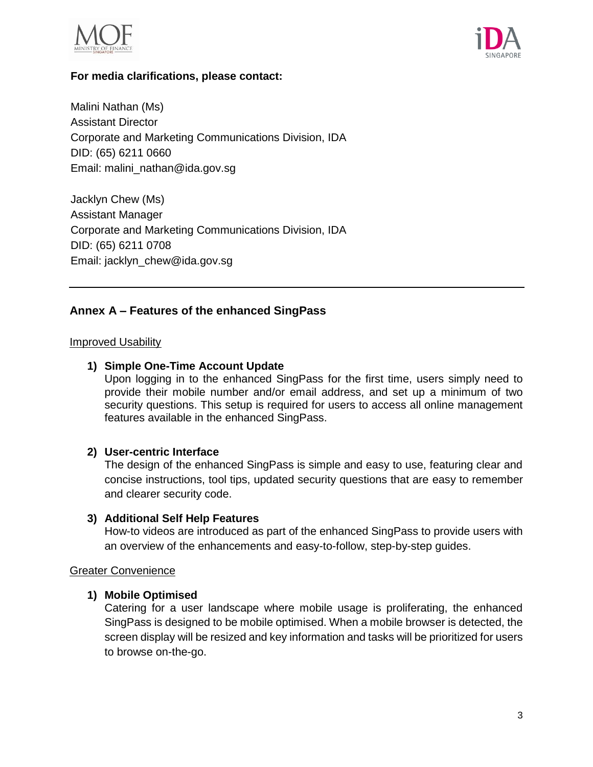**For media clarifications, please contact:**

Malini Nathan (Ms)
Assistant Director
Corporate and Marketing Communications Division, IDA
DID: (65) 6211 0660
Email: malini_nathan@ida.gov.sg

Jacklyn Chew (Ms)
Assistant Manager
Corporate and Marketing Communications Division, IDA
DID: (65) 6211 0708
Email: jacklyn_chew@ida.gov.sg

---

## Annex A – Features of the enhanced SingPass

Improved Usability

1) **Simple One-Time Account Update**
   Upon logging in to the enhanced SingPass for the first time, users simply need to provide their mobile number and/or email address, and set up a minimum of two security questions. This setup is required for users to access all online management features available in the enhanced SingPass.

2) **User-centric Interface**
   The design of the enhanced SingPass is simple and easy to use, featuring clear and concise instructions, tool tips, updated security questions that are easy to remember and clearer security code.

3) **Additional Self Help Features**
   How-to videos are introduced as part of the enhanced SingPass to provide users with an overview of the enhancements and easy-to-follow, step-by-step guides.

Greater Convenience

1) **Mobile Optimised**
   Catering for a user landscape where mobile usage is proliferating, the enhanced SingPass is designed to be mobile optimised. When a mobile browser is detected, the screen display will be resized and key information and tasks will be prioritized for users to browse on-the-go.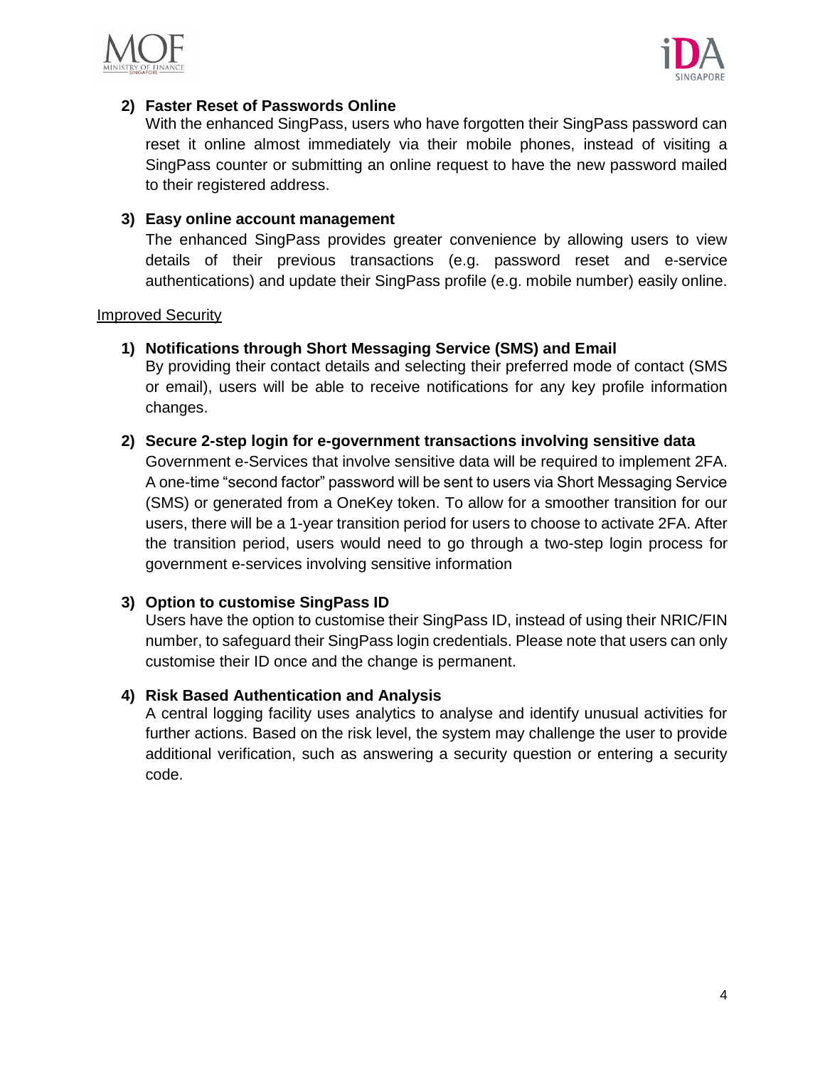2) **Faster Reset of Passwords Online**

   With the enhanced SingPass, users who have forgotten their SingPass password can reset it online almost immediately via their mobile phones, instead of visiting a SingPass counter or submitting an online request to have the new password mailed to their registered address.

3) **Easy online account management**

   The enhanced SingPass provides greater convenience by allowing users to view details of their previous transactions (e.g. password reset and e-service authentications) and update their SingPass profile (e.g. mobile number) easily online.

<u>Improved Security</u>

1) **Notifications through Short Messaging Service (SMS) and Email**

   By providing their contact details and selecting their preferred mode of contact (SMS or email), users will be able to receive notifications for any key profile information changes.

2) **Secure 2-step login for e-government transactions involving sensitive data**

   Government e-Services that involve sensitive data will be required to implement 2FA. A one-time "second factor" password will be sent to users via Short Messaging Service (SMS) or generated from a OneKey token. To allow for a smoother transition for our users, there will be a 1-year transition period for users to choose to activate 2FA. After the transition period, users would need to go through a two-step login process for government e-services involving sensitive information

3) **Option to customise SingPass ID**

   Users have the option to customise their SingPass ID, instead of using their NRIC/FIN number, to safeguard their SingPass login credentials. Please note that users can only customise their ID once and the change is permanent.

4) **Risk Based Authentication and Analysis**

   A central logging facility uses analytics to analyse and identify unusual activities for further actions. Based on the risk level, the system may challenge the user to provide additional verification, such as answering a security question or entering a security code.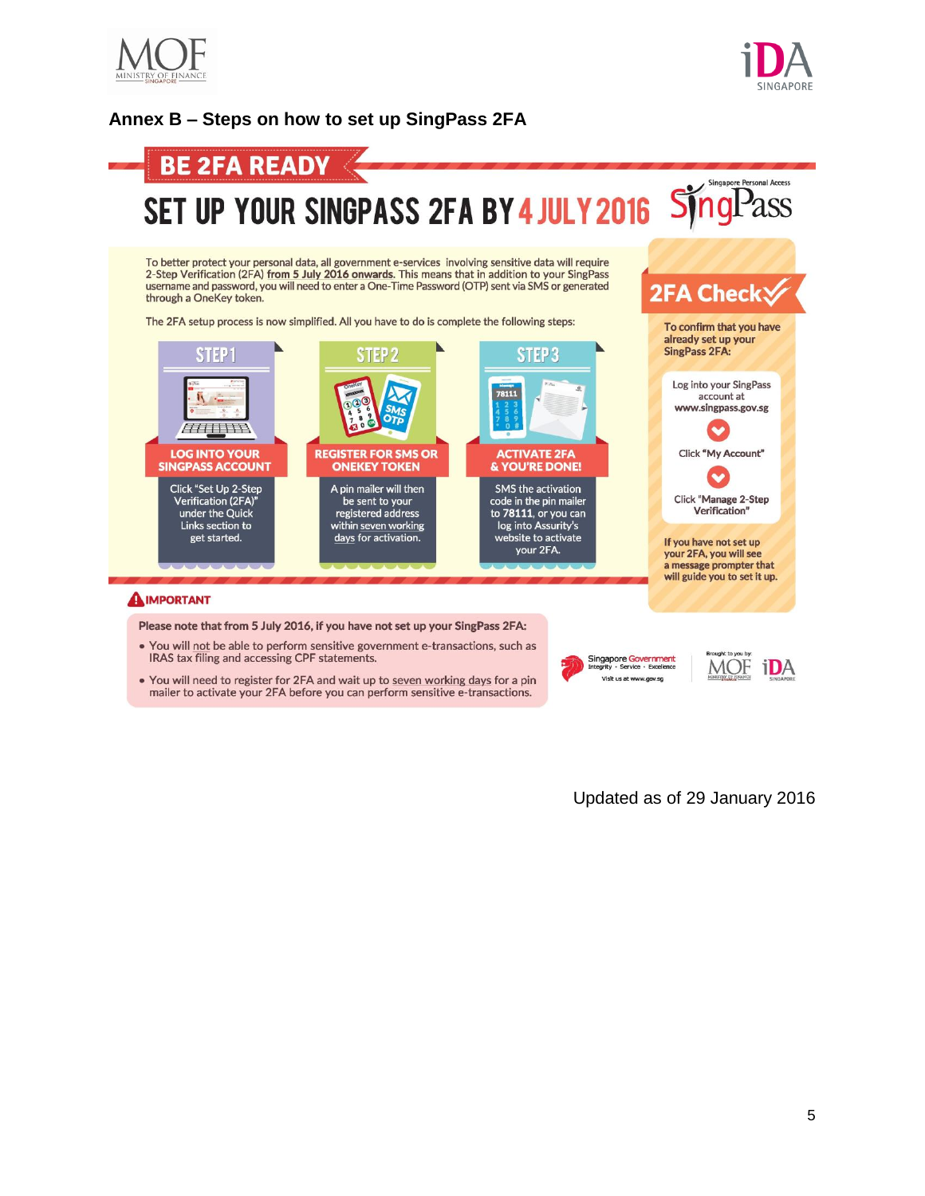## Annex B – Steps on how to set up SingPass 2FA

**BE 2FA READY**

# SET UP YOUR SINGPASS 2FA BY 4 JULY 2016

Singapore Personal Access SingPass

To better protect your personal data, all government e-services involving sensitive data will require 2-Step Verification (2FA) **from 5 July 2016 onwards**. This means that in addition to your SingPass username and password, you will need to enter a One-Time Password (OTP) sent via SMS or generated through a OneKey token.

The 2FA setup process is now simplified. All you have to do is complete the following steps:

**STEP 1**

**LOG INTO YOUR SINGPASS ACCOUNT**

Click "Set Up 2-Step Verification (2FA)" under the Quick Links section to get started.

**STEP 2**

**REGISTER FOR SMS OR ONEKEY TOKEN**

A pin mailer will then be sent to your registered address within seven working days for activation.

**STEP 3**

**ACTIVATE 2FA & YOU'RE DONE!**

SMS the activation code in the pin mailer to **78111**, or you can log into Assurity's website to activate your 2FA.

**2FA Check**

**To confirm that you have already set up your SingPass 2FA:**

Log into your SingPass account at **www.singpass.gov.sg**

Click **"My Account"**

Click **"Manage 2-Step Verification"**

**If you have not set up your 2FA, you will see a message prompter that will guide you to set it up.**

**IMPORTANT**

**Please note that from 5 July 2016, if you have not set up your SingPass 2FA:**

- You will not be able to perform sensitive government e-transactions, such as IRAS tax filing and accessing CPF statements.
- You will need to register for 2FA and wait up to seven working days for a pin mailer to activate your 2FA before you can perform sensitive e-transactions.

Singapore Government
Integrity • Service • Excellence
Visit us at www.gov.sg

Brought to you by: MOF iDA

Updated as of 29 January 2016